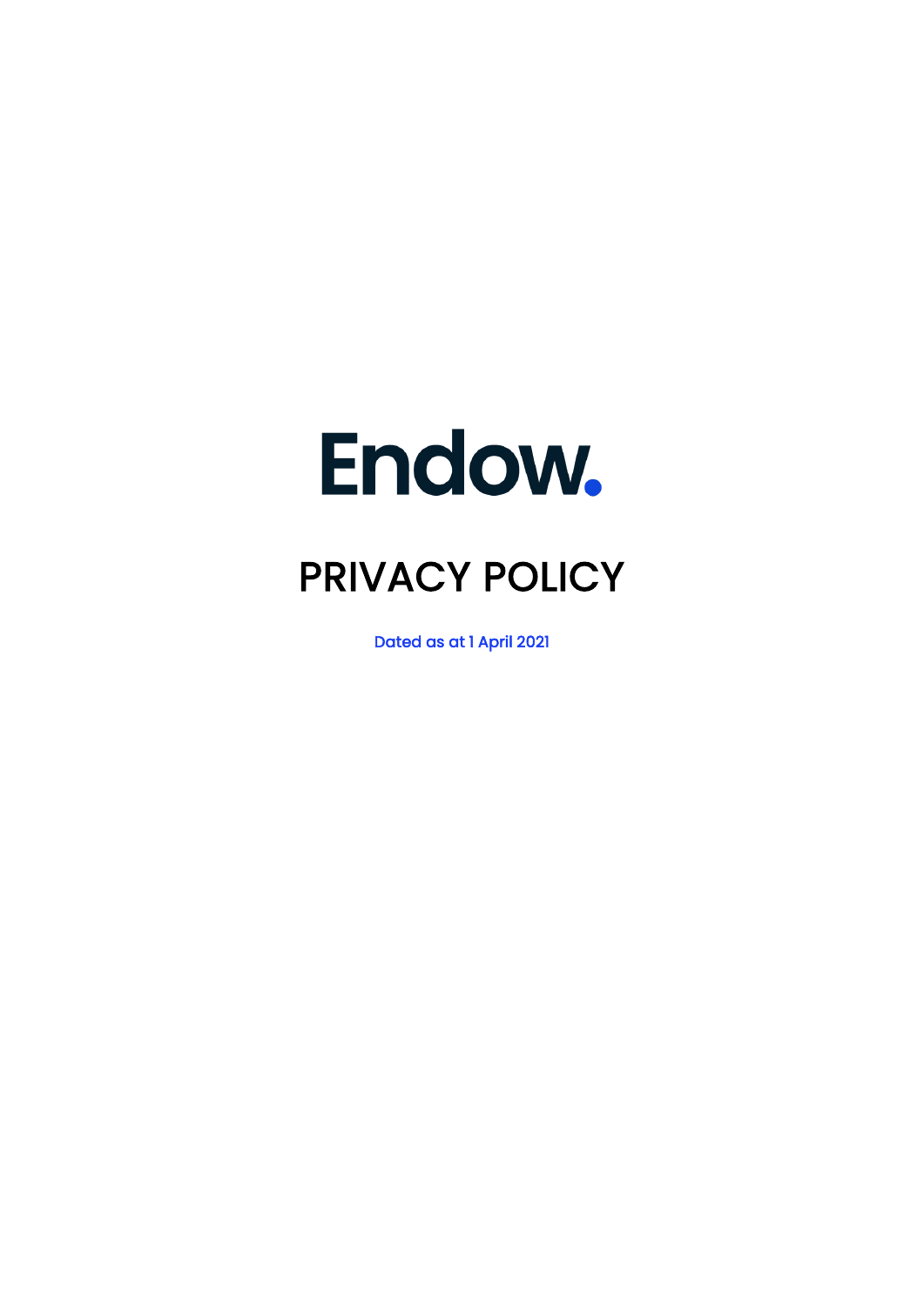# Endow.

# PRIVACY POLICY

Dated as at 1 April 2021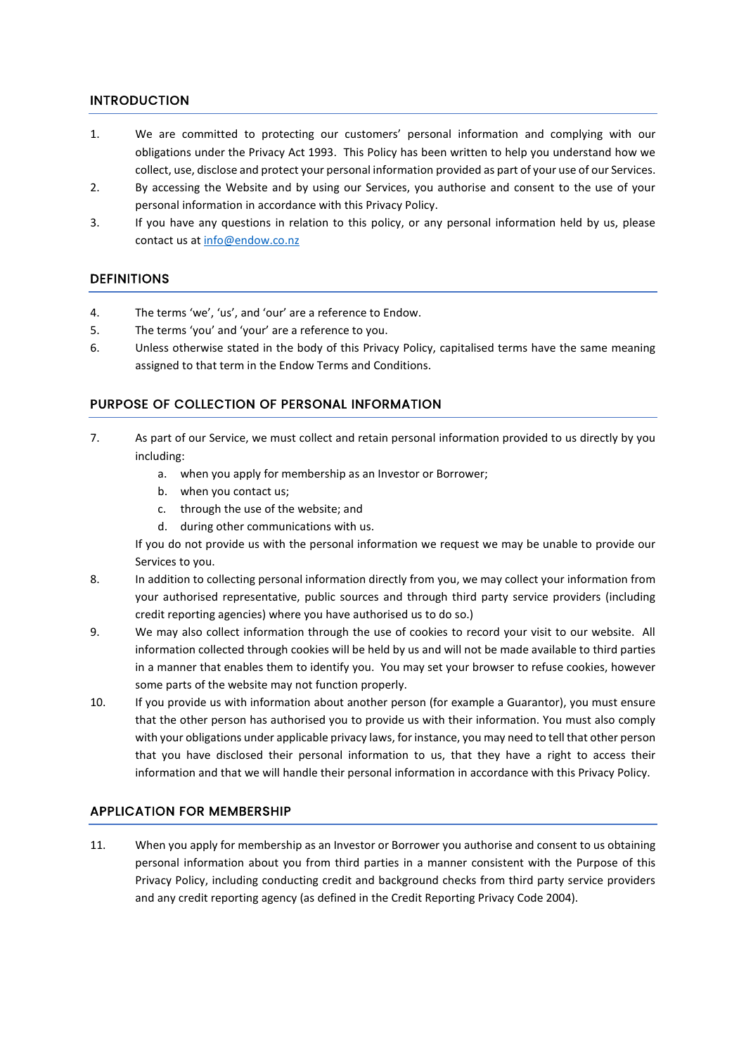## INTRODUCTION

1. We are committed to protecting our customers' personal information and complying with our obligations under the Privacy Act 1993. This Policy has been written to help you understand how we collect, use, disclose and protect your personal information provided as part of your use of our Services.
2. By accessing the Website and by using our Services, you authorise and consent to the use of your personal information in accordance with this Privacy Policy.
3. If you have any questions in relation to this policy, or any personal information held by us, please contact us at info@endow.co.nz

## DEFINITIONS

4. The terms 'we', 'us', and 'our' are a reference to Endow.
5. The terms 'you' and 'your' are a reference to you.
6. Unless otherwise stated in the body of this Privacy Policy, capitalised terms have the same meaning assigned to that term in the Endow Terms and Conditions.

## PURPOSE OF COLLECTION OF PERSONAL INFORMATION

7. As part of our Service, we must collect and retain personal information provided to us directly by you including:
   a. when you apply for membership as an Investor or Borrower;
   b. when you contact us;
   c. through the use of the website; and
   d. during other communications with us.

   If you do not provide us with the personal information we request we may be unable to provide our Services to you.
8. In addition to collecting personal information directly from you, we may collect your information from your authorised representative, public sources and through third party service providers (including credit reporting agencies) where you have authorised us to do so.)
9. We may also collect information through the use of cookies to record your visit to our website. All information collected through cookies will be held by us and will not be made available to third parties in a manner that enables them to identify you. You may set your browser to refuse cookies, however some parts of the website may not function properly.
10. If you provide us with information about another person (for example a Guarantor), you must ensure that the other person has authorised you to provide us with their information. You must also comply with your obligations under applicable privacy laws, for instance, you may need to tell that other person that you have disclosed their personal information to us, that they have a right to access their information and that we will handle their personal information in accordance with this Privacy Policy.

## APPLICATION FOR MEMBERSHIP

11. When you apply for membership as an Investor or Borrower you authorise and consent to us obtaining personal information about you from third parties in a manner consistent with the Purpose of this Privacy Policy, including conducting credit and background checks from third party service providers and any credit reporting agency (as defined in the Credit Reporting Privacy Code 2004).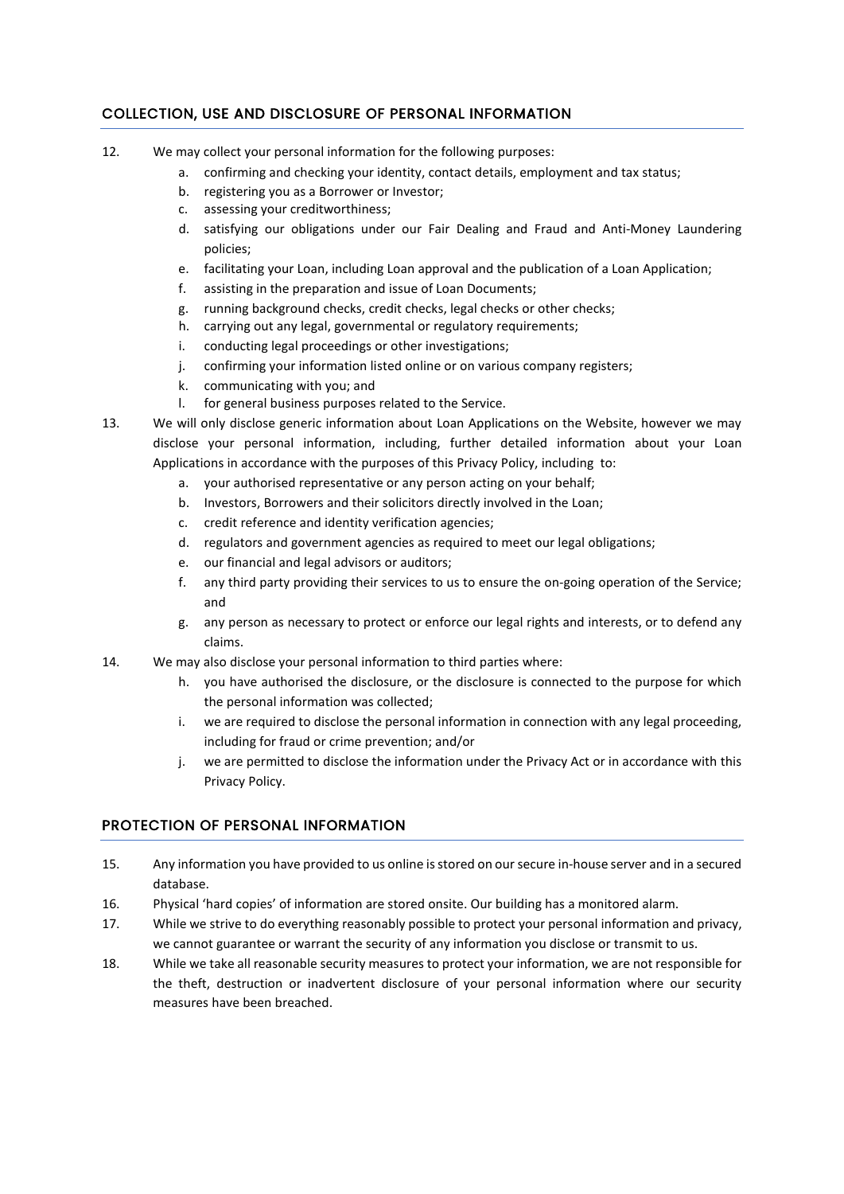## COLLECTION, USE AND DISCLOSURE OF PERSONAL INFORMATION

12. We may collect your personal information for the following purposes:
    a. confirming and checking your identity, contact details, employment and tax status;
    b. registering you as a Borrower or Investor;
    c. assessing your creditworthiness;
    d. satisfying our obligations under our Fair Dealing and Fraud and Anti-Money Laundering policies;
    e. facilitating your Loan, including Loan approval and the publication of a Loan Application;
    f. assisting in the preparation and issue of Loan Documents;
    g. running background checks, credit checks, legal checks or other checks;
    h. carrying out any legal, governmental or regulatory requirements;
    i. conducting legal proceedings or other investigations;
    j. confirming your information listed online or on various company registers;
    k. communicating with you; and
    l. for general business purposes related to the Service.
13. We will only disclose generic information about Loan Applications on the Website, however we may disclose your personal information, including, further detailed information about your Loan Applications in accordance with the purposes of this Privacy Policy, including to:
    a. your authorised representative or any person acting on your behalf;
    b. Investors, Borrowers and their solicitors directly involved in the Loan;
    c. credit reference and identity verification agencies;
    d. regulators and government agencies as required to meet our legal obligations;
    e. our financial and legal advisors or auditors;
    f. any third party providing their services to us to ensure the on-going operation of the Service; and
    g. any person as necessary to protect or enforce our legal rights and interests, or to defend any claims.
14. We may also disclose your personal information to third parties where:
    h. you have authorised the disclosure, or the disclosure is connected to the purpose for which the personal information was collected;
    i. we are required to disclose the personal information in connection with any legal proceeding, including for fraud or crime prevention; and/or
    j. we are permitted to disclose the information under the Privacy Act or in accordance with this Privacy Policy.

## PROTECTION OF PERSONAL INFORMATION

15. Any information you have provided to us online is stored on our secure in-house server and in a secured database.
16. Physical 'hard copies' of information are stored onsite. Our building has a monitored alarm.
17. While we strive to do everything reasonably possible to protect your personal information and privacy, we cannot guarantee or warrant the security of any information you disclose or transmit to us.
18. While we take all reasonable security measures to protect your information, we are not responsible for the theft, destruction or inadvertent disclosure of your personal information where our security measures have been breached.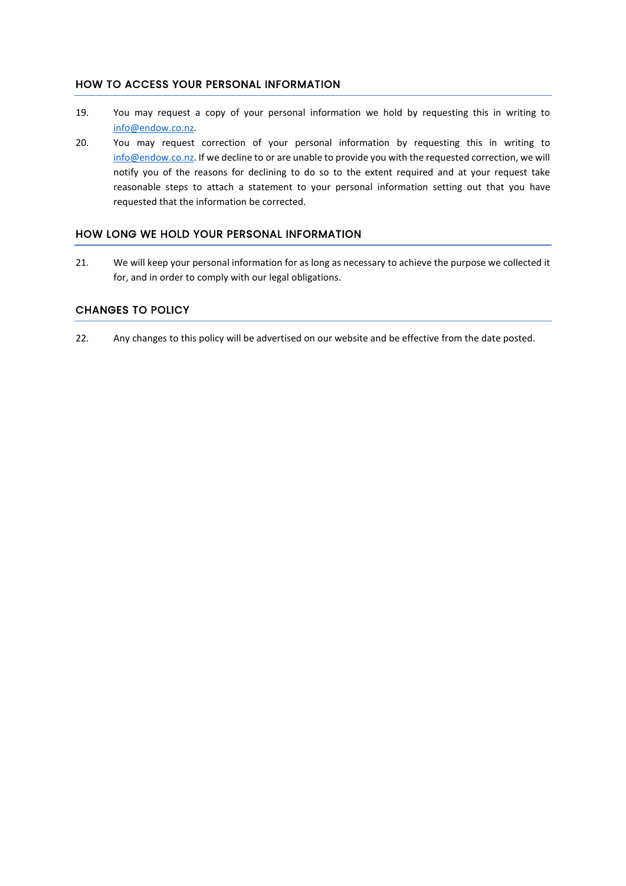## HOW TO ACCESS YOUR PERSONAL INFORMATION

19. You may request a copy of your personal information we hold by requesting this in writing to [info@endow.co.nz](mailto:info@endow.co.nz).

20. You may request correction of your personal information by requesting this in writing to [info@endow.co.nz](mailto:info@endow.co.nz). If we decline to or are unable to provide you with the requested correction, we will notify you of the reasons for declining to do so to the extent required and at your request take reasonable steps to attach a statement to your personal information setting out that you have requested that the information be corrected.

## HOW LONG WE HOLD YOUR PERSONAL INFORMATION

21. We will keep your personal information for as long as necessary to achieve the purpose we collected it for, and in order to comply with our legal obligations.

## CHANGES TO POLICY

22. Any changes to this policy will be advertised on our website and be effective from the date posted.